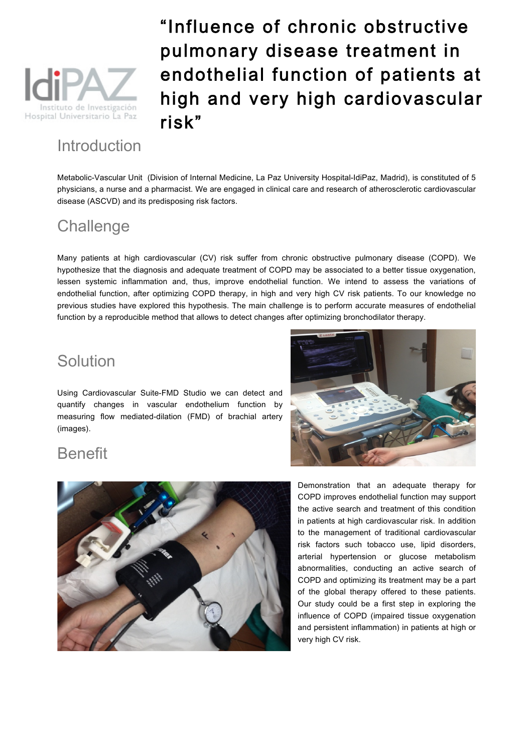# "Influence of chronic obstructive pulmonary disease treatment in endothelial function of patients at high and very high cardiovascular risk"

## Introduction

Metabolic-Vascular Unit (Division of Internal Medicine, La Paz University Hospital-IdiPaz, Madrid), is constituted of 5 physicians, a nurse and a pharmacist. We are engaged in clinical care and research of atherosclerotic cardiovascular disease (ASCVD) and its predisposing risk factors.

## Challenge

Many patients at high cardiovascular (CV) risk suffer from chronic obstructive pulmonary disease (COPD). We hypothesize that the diagnosis and adequate treatment of COPD may be associated to a better tissue oxygenation, lessen systemic inflammation and, thus, improve endothelial function. We intend to assess the variations of endothelial function, after optimizing COPD therapy, in high and very high CV risk patients. To our knowledge no previous studies have explored this hypothesis. The main challenge is to perform accurate measures of endothelial function by a reproducible method that allows to detect changes after optimizing bronchodilator therapy.

## Solution

Using Cardiovascular Suite-FMD Studio we can detect and quantify changes in vascular endothelium function by measuring flow mediated-dilation (FMD) of brachial artery (images).

## Benefit

Demonstration that an adequate therapy for COPD improves endothelial function may support the active search and treatment of this condition in patients at high cardiovascular risk. In addition to the management of traditional cardiovascular risk factors such tobacco use, lipid disorders, arterial hypertension or glucose metabolism abnormalities, conducting an active search of COPD and optimizing its treatment may be a part of the global therapy offered to these patients. Our study could be a first step in exploring the influence of COPD (impaired tissue oxygenation and persistent inflammation) in patients at high or very high CV risk.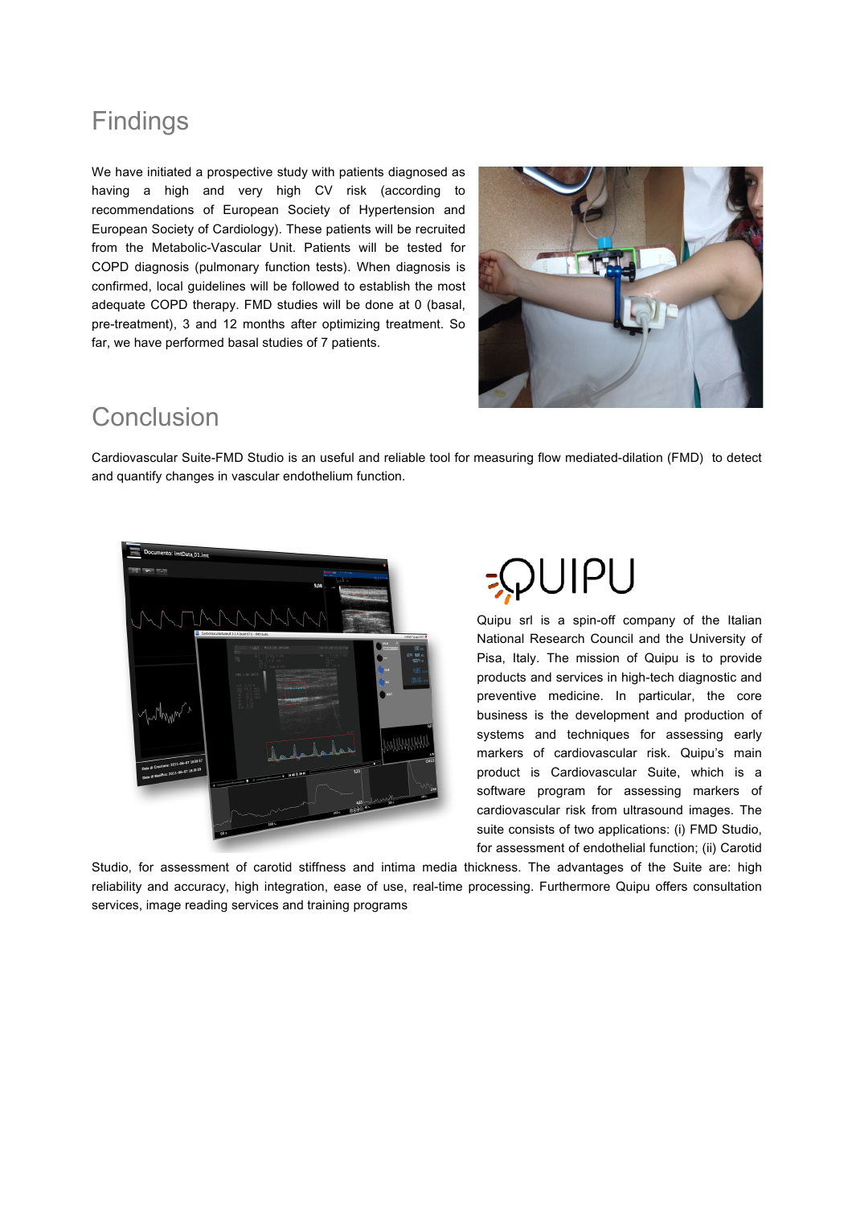## Findings

We have initiated a prospective study with patients diagnosed as having a high and very high CV risk (according to recommendations of European Society of Hypertension and European Society of Cardiology). These patients will be recruited from the Metabolic-Vascular Unit. Patients will be tested for COPD diagnosis (pulmonary function tests). When diagnosis is confirmed, local guidelines will be followed to establish the most adequate COPD therapy. FMD studies will be done at 0 (basal, pre-treatment), 3 and 12 months after optimizing treatment. So far, we have performed basal studies of 7 patients.

## Conclusion

Cardiovascular Suite-FMD Studio is an useful and reliable tool for measuring flow mediated-dilation (FMD) to detect and quantify changes in vascular endothelium function.

QUIPU

Quipu srl is a spin-off company of the Italian National Research Council and the University of Pisa, Italy. The mission of Quipu is to provide products and services in high-tech diagnostic and preventive medicine. In particular, the core business is the development and production of systems and techniques for assessing early markers of cardiovascular risk. Quipu's main product is Cardiovascular Suite, which is a software program for assessing markers of cardiovascular risk from ultrasound images. The suite consists of two applications: (i) FMD Studio, for assessment of endothelial function; (ii) Carotid Studio, for assessment of carotid stiffness and intima media thickness. The advantages of the Suite are: high reliability and accuracy, high integration, ease of use, real-time processing. Furthermore Quipu offers consultation services, image reading services and training programs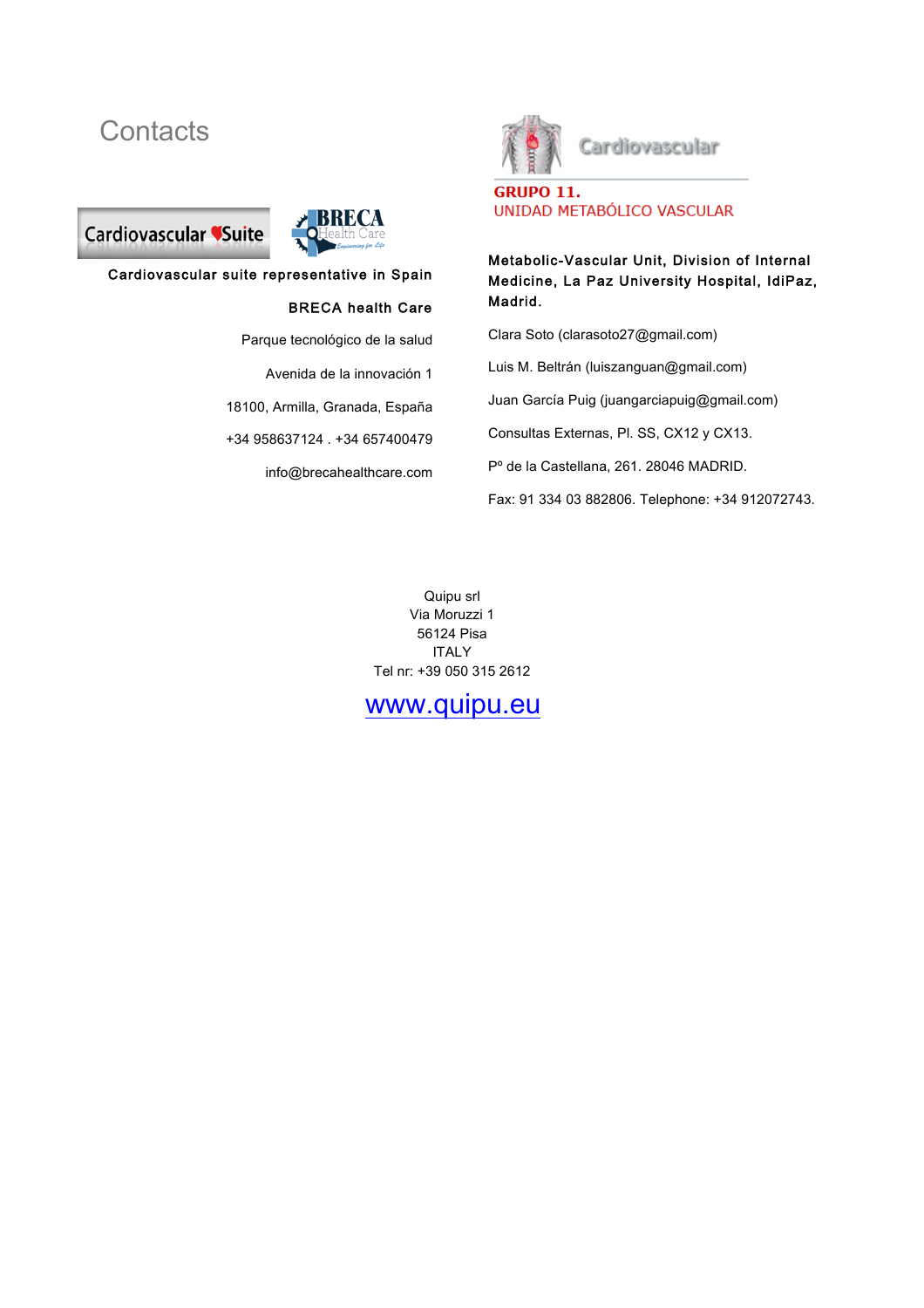# Contacts

Cardiovascular Suite

BRECA Health Care

**Cardiovascular suite representative in Spain**

**BRECA health Care**

Parque tecnológico de la salud

Avenida de la innovación 1

18100, Armilla, Granada, España

+34 958637124 . +34 657400479

info@brecahealthcare.com

Cardiovascular

**GRUPO 11.**
UNIDAD METABÓLICO VASCULAR

**Metabolic-Vascular Unit, Division of Internal Medicine, La Paz University Hospital, IdiPaz, Madrid.**

Clara Soto (clarasoto27@gmail.com)

Luis M. Beltrán (luiszanguan@gmail.com)

Juan García Puig (juangarciapuig@gmail.com)

Consultas Externas, Pl. SS, CX12 y CX13.

Pº de la Castellana, 261. 28046 MADRID.

Fax: 91 334 03 882806. Telephone: +34 912072743.

Quipu srl
Via Moruzzi 1
56124 Pisa
ITALY
Tel nr: +39 050 315 2612

www.quipu.eu